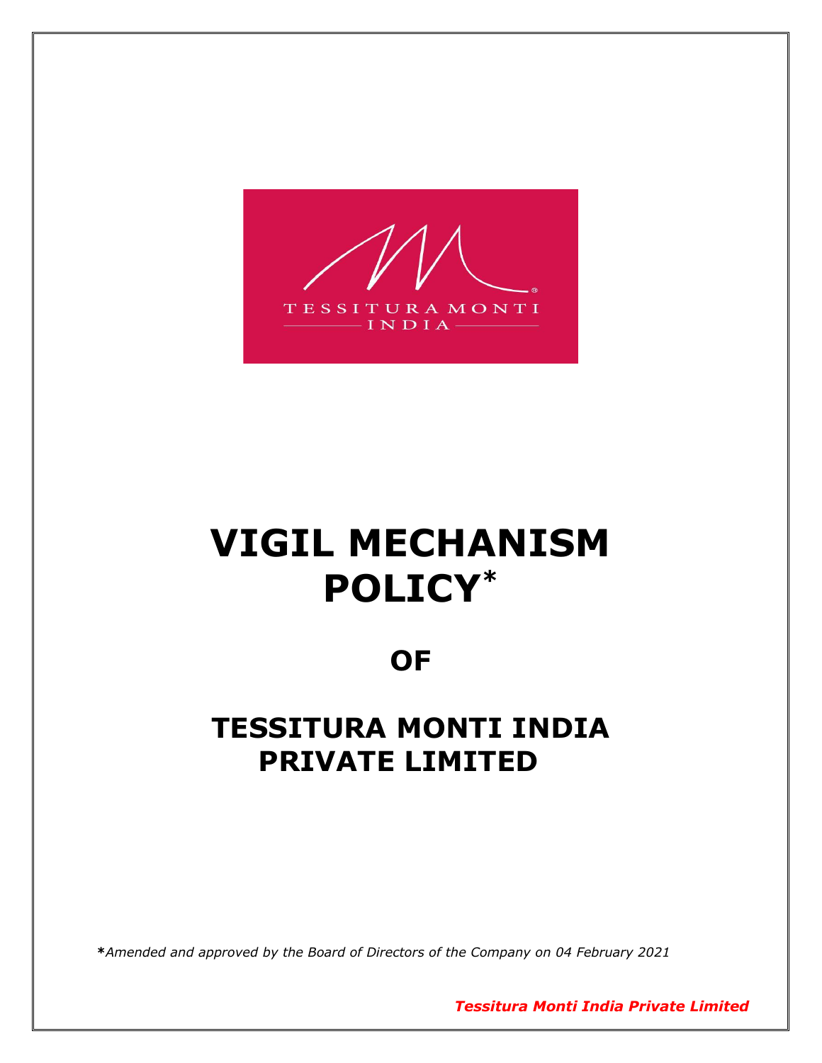# VIGIL MECHANISM POLICY*

## OF

## TESSITURA MONTI INDIA PRIVATE LIMITED

***Amended and approved by the Board of Directors of the Company on 04 February 2021***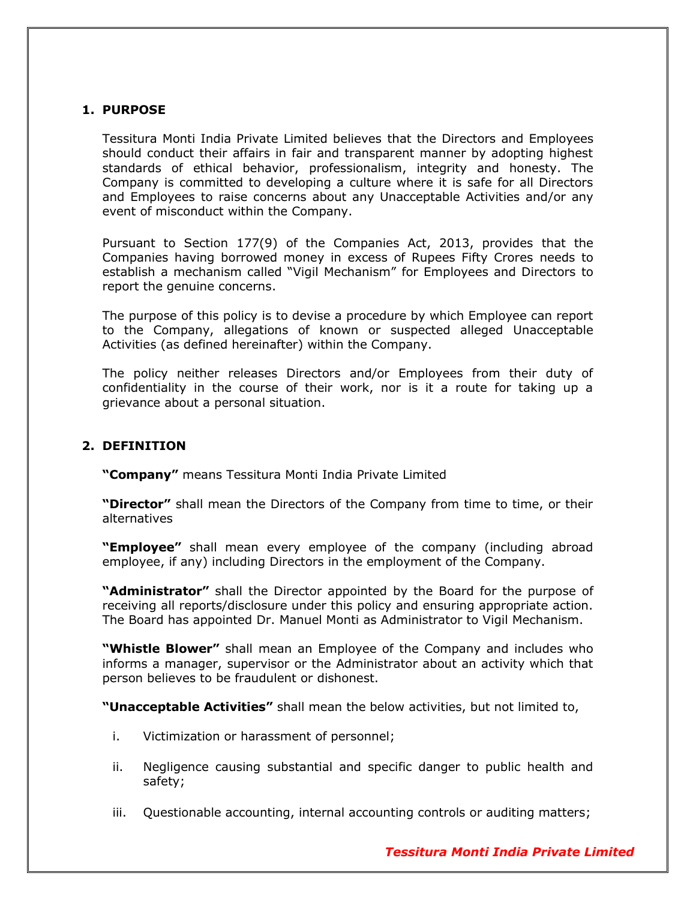## 1. PURPOSE

Tessitura Monti India Private Limited believes that the Directors and Employees should conduct their affairs in fair and transparent manner by adopting highest standards of ethical behavior, professionalism, integrity and honesty. The Company is committed to developing a culture where it is safe for all Directors and Employees to raise concerns about any Unacceptable Activities and/or any event of misconduct within the Company.

Pursuant to Section 177(9) of the Companies Act, 2013, provides that the Companies having borrowed money in excess of Rupees Fifty Crores needs to establish a mechanism called "Vigil Mechanism" for Employees and Directors to report the genuine concerns.

The purpose of this policy is to devise a procedure by which Employee can report to the Company, allegations of known or suspected alleged Unacceptable Activities (as defined hereinafter) within the Company.

The policy neither releases Directors and/or Employees from their duty of confidentiality in the course of their work, nor is it a route for taking up a grievance about a personal situation.

## 2. DEFINITION

**"Company"** means Tessitura Monti India Private Limited

**"Director"** shall mean the Directors of the Company from time to time, or their alternatives

**"Employee"** shall mean every employee of the company (including abroad employee, if any) including Directors in the employment of the Company.

**"Administrator"** shall the Director appointed by the Board for the purpose of receiving all reports/disclosure under this policy and ensuring appropriate action. The Board has appointed Dr. Manuel Monti as Administrator to Vigil Mechanism.

**"Whistle Blower"** shall mean an Employee of the Company and includes who informs a manager, supervisor or the Administrator about an activity which that person believes to be fraudulent or dishonest.

**"Unacceptable Activities"** shall mean the below activities, but not limited to,

i. Victimization or harassment of personnel;

ii. Negligence causing substantial and specific danger to public health and safety;

iii. Questionable accounting, internal accounting controls or auditing matters;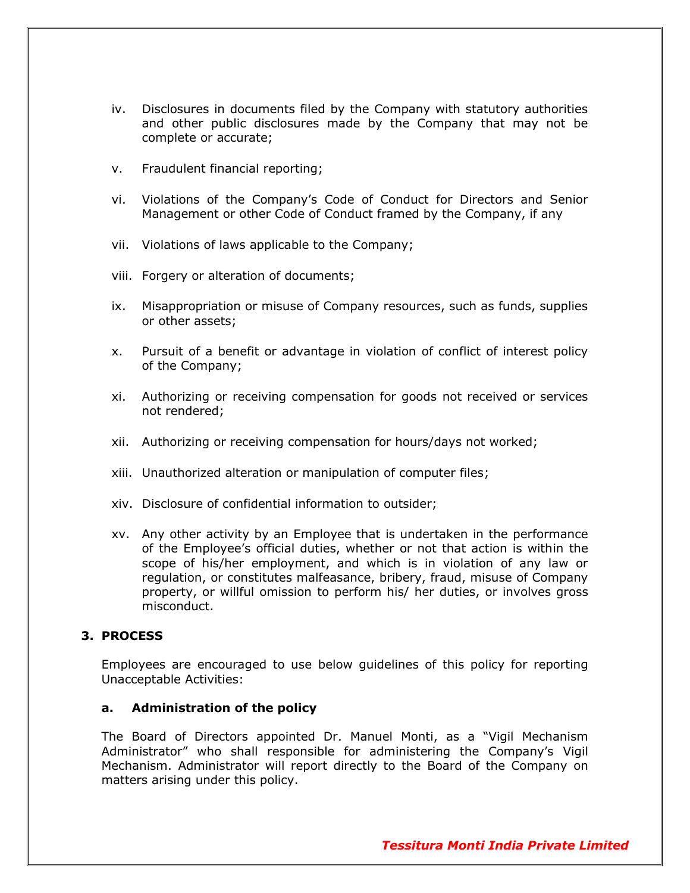iv. Disclosures in documents filed by the Company with statutory authorities and other public disclosures made by the Company that may not be complete or accurate;

v. Fraudulent financial reporting;

vi. Violations of the Company's Code of Conduct for Directors and Senior Management or other Code of Conduct framed by the Company, if any

vii. Violations of laws applicable to the Company;

viii. Forgery or alteration of documents;

ix. Misappropriation or misuse of Company resources, such as funds, supplies or other assets;

x. Pursuit of a benefit or advantage in violation of conflict of interest policy of the Company;

xi. Authorizing or receiving compensation for goods not received or services not rendered;

xii. Authorizing or receiving compensation for hours/days not worked;

xiii. Unauthorized alteration or manipulation of computer files;

xiv. Disclosure of confidential information to outsider;

xv. Any other activity by an Employee that is undertaken in the performance of the Employee's official duties, whether or not that action is within the scope of his/her employment, and which is in violation of any law or regulation, or constitutes malfeasance, bribery, fraud, misuse of Company property, or willful omission to perform his/ her duties, or involves gross misconduct.

## 3. PROCESS

Employees are encouraged to use below guidelines of this policy for reporting Unacceptable Activities:

### a. Administration of the policy

The Board of Directors appointed Dr. Manuel Monti, as a "Vigil Mechanism Administrator" who shall responsible for administering the Company's Vigil Mechanism. Administrator will report directly to the Board of the Company on matters arising under this policy.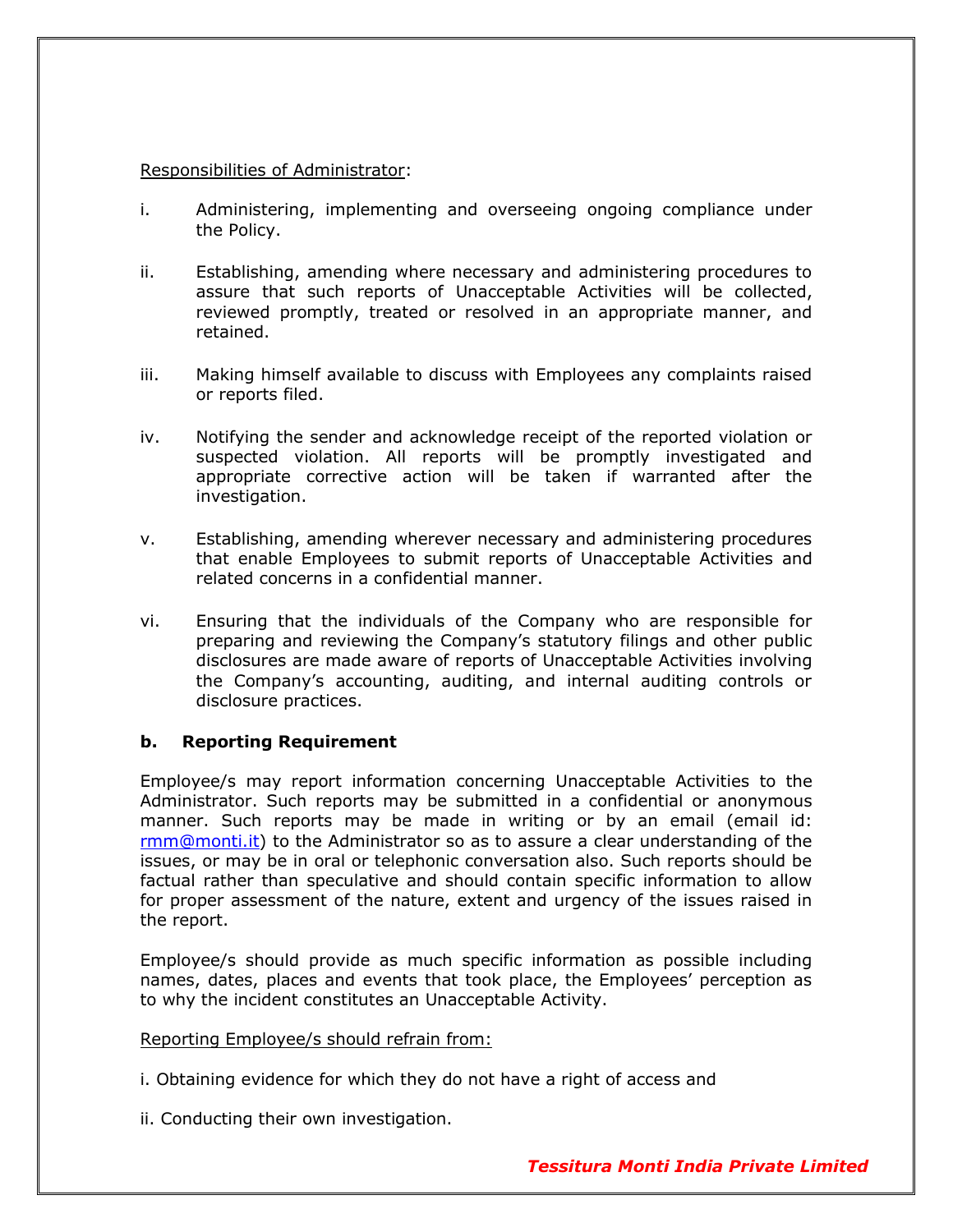Responsibilities of Administrator:

i. Administering, implementing and overseeing ongoing compliance under the Policy.

ii. Establishing, amending where necessary and administering procedures to assure that such reports of Unacceptable Activities will be collected, reviewed promptly, treated or resolved in an appropriate manner, and retained.

iii. Making himself available to discuss with Employees any complaints raised or reports filed.

iv. Notifying the sender and acknowledge receipt of the reported violation or suspected violation. All reports will be promptly investigated and appropriate corrective action will be taken if warranted after the investigation.

v. Establishing, amending wherever necessary and administering procedures that enable Employees to submit reports of Unacceptable Activities and related concerns in a confidential manner.

vi. Ensuring that the individuals of the Company who are responsible for preparing and reviewing the Company's statutory filings and other public disclosures are made aware of reports of Unacceptable Activities involving the Company's accounting, auditing, and internal auditing controls or disclosure practices.

**b. Reporting Requirement**

Employee/s may report information concerning Unacceptable Activities to the Administrator. Such reports may be submitted in a confidential or anonymous manner. Such reports may be made in writing or by an email (email id: rmm@monti.it) to the Administrator so as to assure a clear understanding of the issues, or may be in oral or telephonic conversation also. Such reports should be factual rather than speculative and should contain specific information to allow for proper assessment of the nature, extent and urgency of the issues raised in the report.

Employee/s should provide as much specific information as possible including names, dates, places and events that took place, the Employees' perception as to why the incident constitutes an Unacceptable Activity.

Reporting Employee/s should refrain from:

i. Obtaining evidence for which they do not have a right of access and

ii. Conducting their own investigation.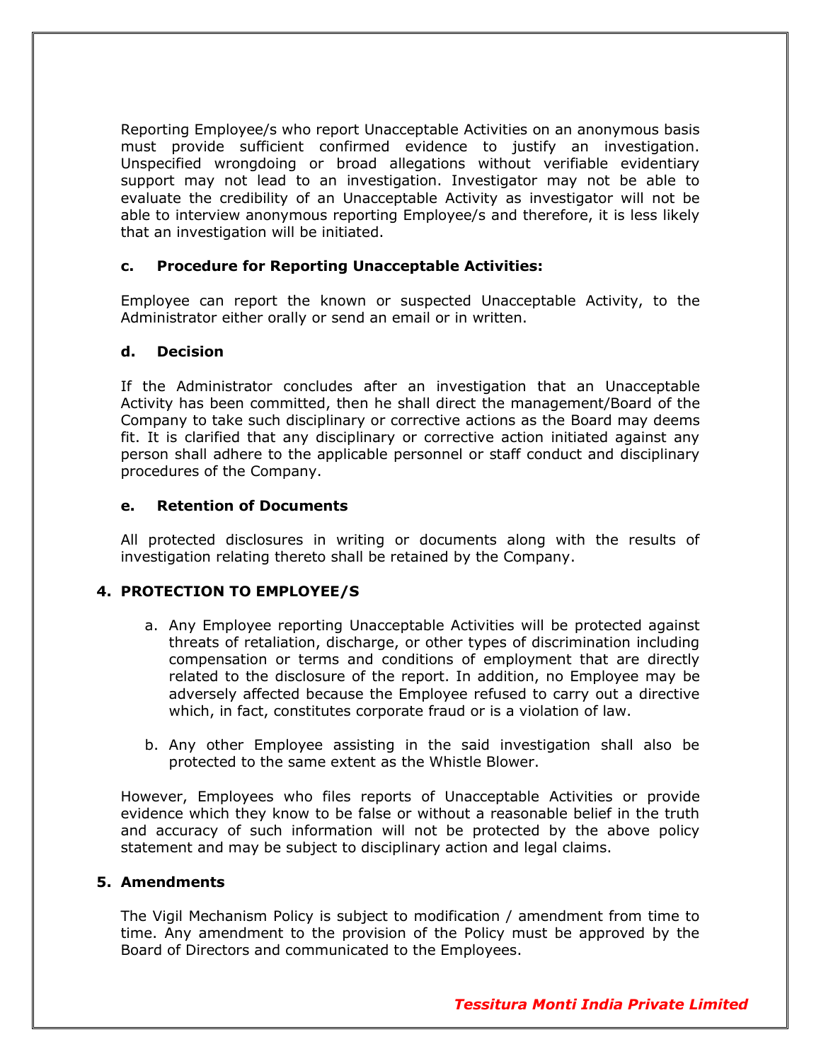Reporting Employee/s who report Unacceptable Activities on an anonymous basis must provide sufficient confirmed evidence to justify an investigation. Unspecified wrongdoing or broad allegations without verifiable evidentiary support may not lead to an investigation. Investigator may not be able to evaluate the credibility of an Unacceptable Activity as investigator will not be able to interview anonymous reporting Employee/s and therefore, it is less likely that an investigation will be initiated.

**c. Procedure for Reporting Unacceptable Activities:**

Employee can report the known or suspected Unacceptable Activity, to the Administrator either orally or send an email or in written.

**d. Decision**

If the Administrator concludes after an investigation that an Unacceptable Activity has been committed, then he shall direct the management/Board of the Company to take such disciplinary or corrective actions as the Board may deems fit. It is clarified that any disciplinary or corrective action initiated against any person shall adhere to the applicable personnel or staff conduct and disciplinary procedures of the Company.

**e. Retention of Documents**

All protected disclosures in writing or documents along with the results of investigation relating thereto shall be retained by the Company.

## 4. PROTECTION TO EMPLOYEE/S

a. Any Employee reporting Unacceptable Activities will be protected against threats of retaliation, discharge, or other types of discrimination including compensation or terms and conditions of employment that are directly related to the disclosure of the report. In addition, no Employee may be adversely affected because the Employee refused to carry out a directive which, in fact, constitutes corporate fraud or is a violation of law.

b. Any other Employee assisting in the said investigation shall also be protected to the same extent as the Whistle Blower.

However, Employees who files reports of Unacceptable Activities or provide evidence which they know to be false or without a reasonable belief in the truth and accuracy of such information will not be protected by the above policy statement and may be subject to disciplinary action and legal claims.

## 5. Amendments

The Vigil Mechanism Policy is subject to modification / amendment from time to time. Any amendment to the provision of the Policy must be approved by the Board of Directors and communicated to the Employees.